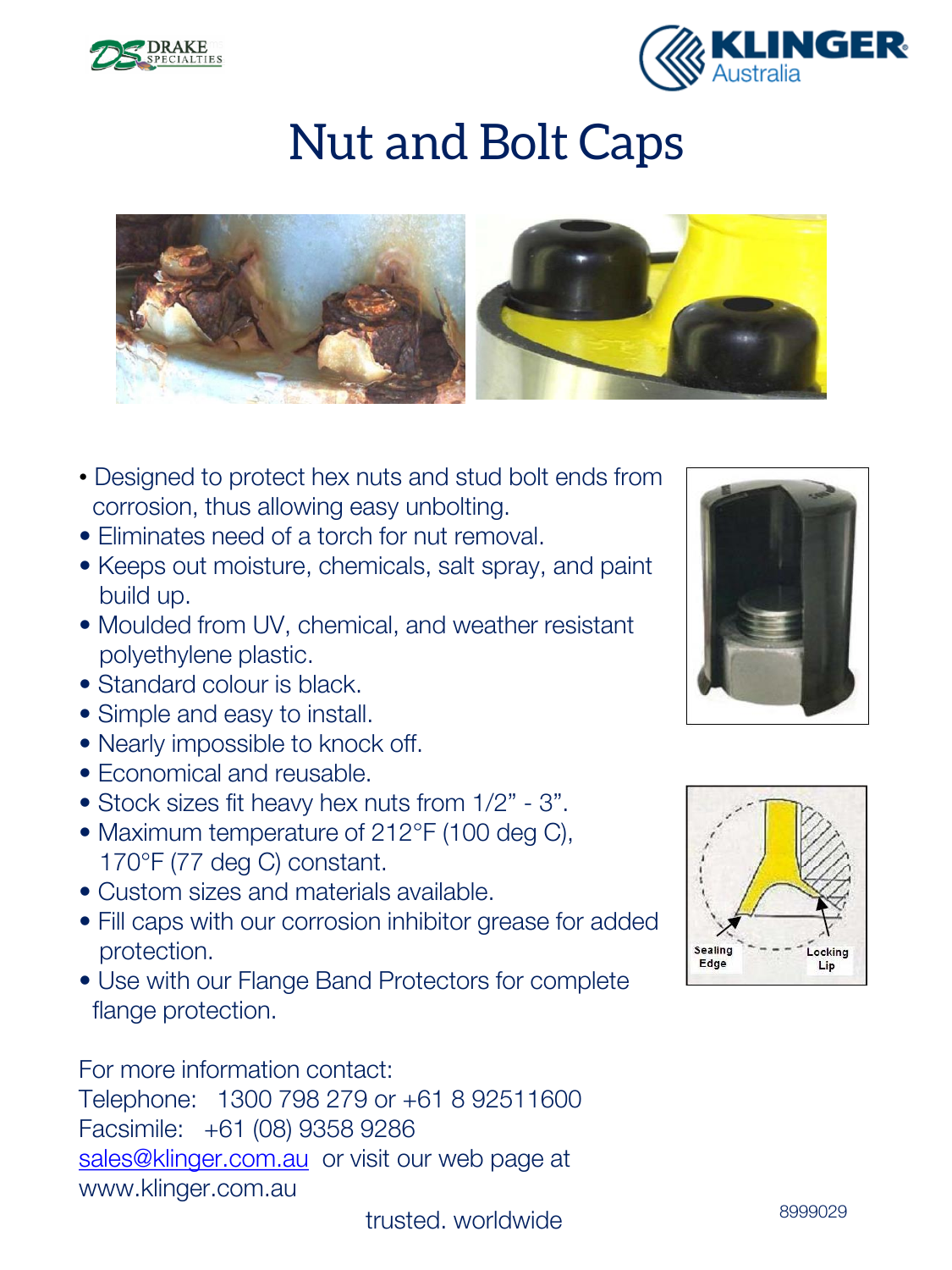# Nut and Bolt Caps

- Designed to protect hex nuts and stud bolt ends from corrosion, thus allowing easy unbolting.
- Eliminates need of a torch for nut removal.
- Keeps out moisture, chemicals, salt spray, and paint build up.
- Moulded from UV, chemical, and weather resistant polyethylene plastic.
- Standard colour is black.
- Simple and easy to install.
- Nearly impossible to knock off.
- Economical and reusable.
- Stock sizes fit heavy hex nuts from 1/2" - 3".
- Maximum temperature of 212°F (100 deg C), 170°F (77 deg C) constant.
- Custom sizes and materials available.
- Fill caps with our corrosion inhibitor grease for added protection.
- Use with our Flange Band Protectors for complete flange protection.

Sealing Edge

Locking Lip

For more information contact:
Telephone: 1300 798 279 or +61 8 92511600
Facsimile: +61 (08) 9358 9286
sales@klinger.com.au or visit our web page at www.klinger.com.au

trusted. worldwide

8999029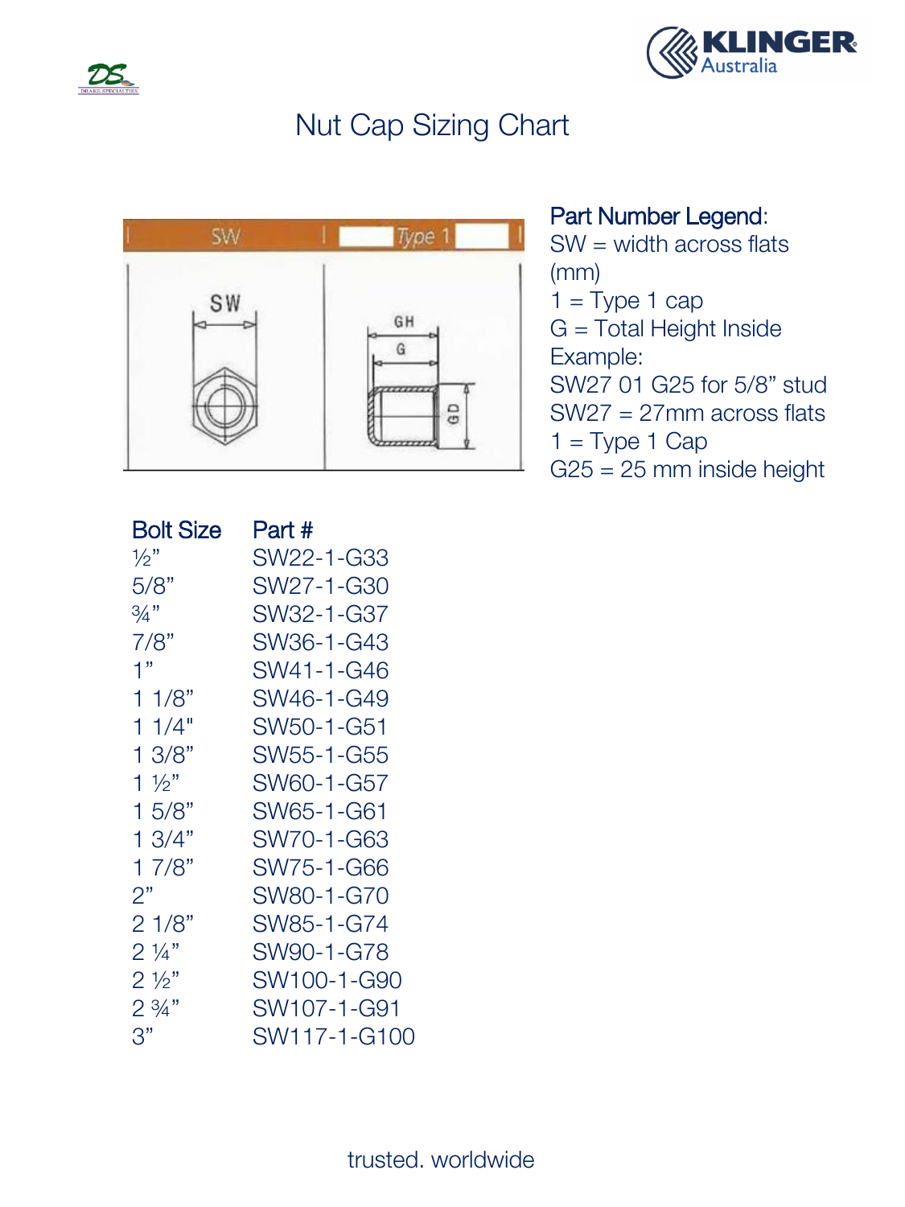# Nut Cap Sizing Chart

SW

Type 1

SW

GH

G

GD

**Part Number Legend:**
SW = width across flats (mm)
1 = Type 1 cap
G = Total Height Inside
Example:
SW27 01 G25 for 5/8” stud
SW27 = 27mm across flats
1 = Type 1 Cap
G25 = 25 mm inside height

| Bolt Size | Part # |
|---|---|
| ½” | SW22-1-G33 |
| 5/8” | SW27-1-G30 |
| ¾” | SW32-1-G37 |
| 7/8” | SW36-1-G43 |
| 1” | SW41-1-G46 |
| 1 1/8” | SW46-1-G49 |
| 1 1/4" | SW50-1-G51 |
| 1 3/8” | SW55-1-G55 |
| 1 ½” | SW60-1-G57 |
| 1 5/8” | SW65-1-G61 |
| 1 3/4” | SW70-1-G63 |
| 1 7/8” | SW75-1-G66 |
| 2” | SW80-1-G70 |
| 2 1/8” | SW85-1-G74 |
| 2 ¼” | SW90-1-G78 |
| 2 ½” | SW100-1-G90 |
| 2 ¾” | SW107-1-G91 |
| 3” | SW117-1-G100 |

trusted. worldwide